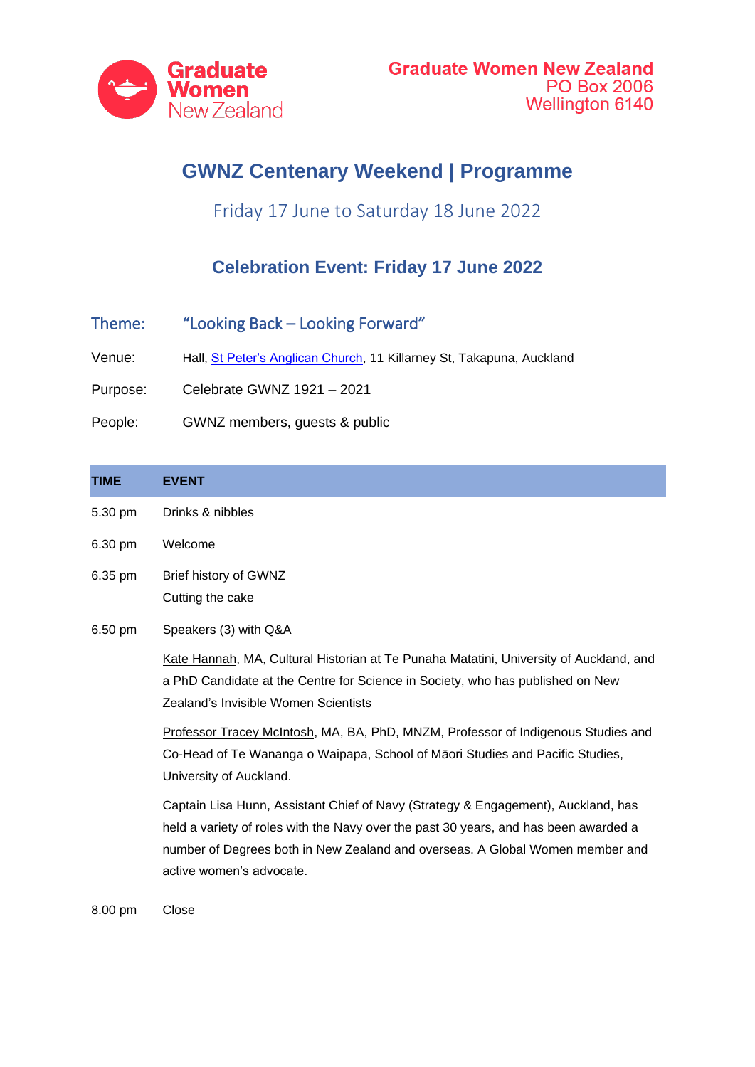Graduate Women New Zealand

**Graduate Women New Zealand**
PO Box 2006
Wellington 6140

# GWNZ Centenary Weekend | Programme

Friday 17 June to Saturday 18 June 2022

## Celebration Event: Friday 17 June 2022

**Theme:** "Looking Back – Looking Forward"

**Venue:** Hall, St Peter's Anglican Church, 11 Killarney St, Takapuna, Auckland

**Purpose:** Celebrate GWNZ 1921 – 2021

**People:** GWNZ members, guests & public

| TIME | EVENT |
|---|---|
| 5.30 pm | Drinks & nibbles |
| 6.30 pm | Welcome |
| 6.35 pm | Brief history of GWNZ<br>Cutting the cake |
| 6.50 pm | Speakers (3) with Q&A<br><br>Kate Hannah, MA, Cultural Historian at Te Punaha Matatini, University of Auckland, and a PhD Candidate at the Centre for Science in Society, who has published on New Zealand's Invisible Women Scientists<br><br>Professor Tracey McIntosh, MA, BA, PhD, MNZM, Professor of Indigenous Studies and Co-Head of Te Wananga o Waipapa, School of Māori Studies and Pacific Studies, University of Auckland.<br><br>Captain Lisa Hunn, Assistant Chief of Navy (Strategy & Engagement), Auckland, has held a variety of roles with the Navy over the past 30 years, and has been awarded a number of Degrees both in New Zealand and overseas. A Global Women member and active women's advocate. |
| 8.00 pm | Close |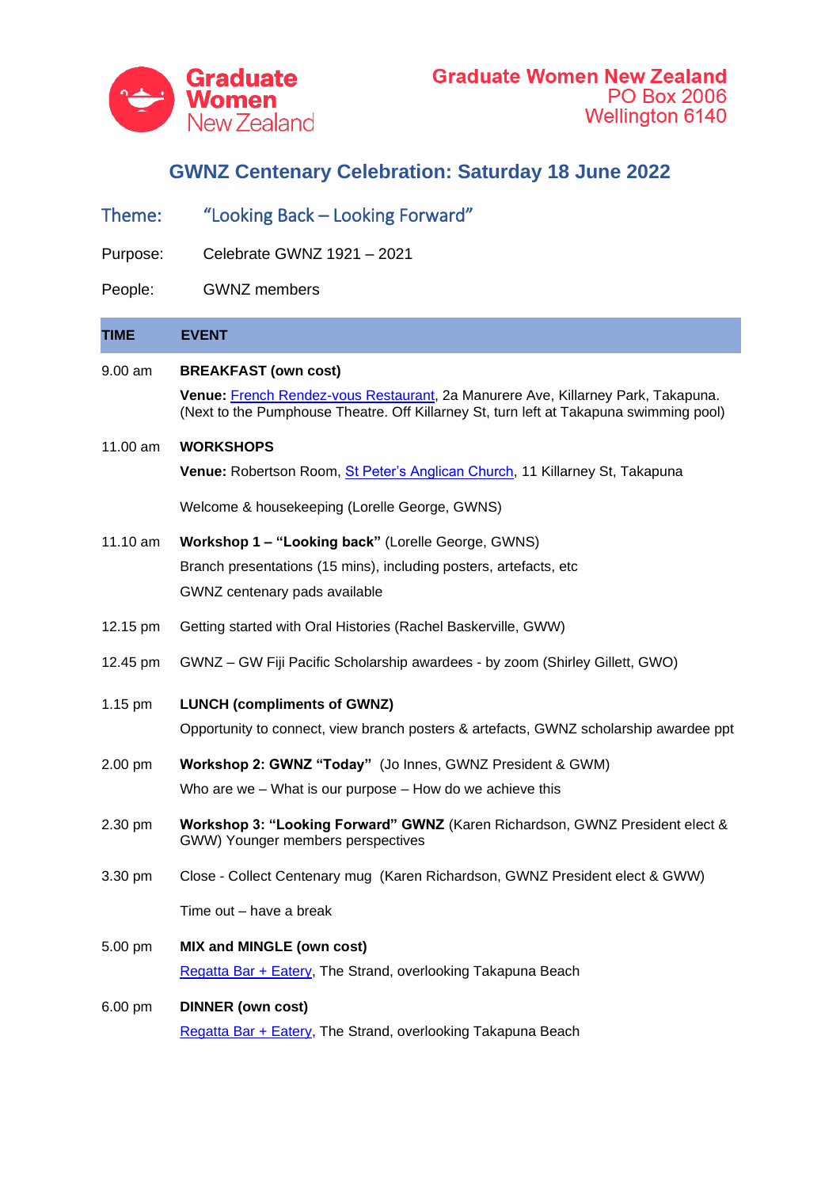Graduate Women New Zealand

**Graduate Women New Zealand**
PO Box 2006
Wellington 6140

## GWNZ Centenary Celebration: Saturday 18 June 2022

Theme: “Looking Back – Looking Forward”

Purpose: Celebrate GWNZ 1921 – 2021

People: GWNZ members

| TIME | EVENT |
|---|---|
| 9.00 am | **BREAKFAST (own cost)**<br>**Venue:** French Rendez-vous Restaurant, 2a Manurere Ave, Killarney Park, Takapuna. (Next to the Pumphouse Theatre. Off Killarney St, turn left at Takapuna swimming pool) |
| 11.00 am | **WORKSHOPS**<br>**Venue:** Robertson Room, St Peter’s Anglican Church, 11 Killarney St, Takapuna<br>Welcome & housekeeping (Lorelle George, GWNS) |
| 11.10 am | **Workshop 1 – “Looking back”** (Lorelle George, GWNS)<br>Branch presentations (15 mins), including posters, artefacts, etc<br>GWNZ centenary pads available |
| 12.15 pm | Getting started with Oral Histories (Rachel Baskerville, GWW) |
| 12.45 pm | GWNZ – GW Fiji Pacific Scholarship awardees - by zoom (Shirley Gillett, GWO) |
| 1.15 pm | **LUNCH (compliments of GWNZ)**<br>Opportunity to connect, view branch posters & artefacts, GWNZ scholarship awardee ppt |
| 2.00 pm | **Workshop 2: GWNZ “Today”** (Jo Innes, GWNZ President & GWM)<br>Who are we – What is our purpose – How do we achieve this |
| 2.30 pm | **Workshop 3: “Looking Forward” GWNZ** (Karen Richardson, GWNZ President elect & GWW) Younger members perspectives |
| 3.30 pm | Close - Collect Centenary mug (Karen Richardson, GWNZ President elect & GWW)<br>Time out – have a break |
| 5.00 pm | **MIX and MINGLE (own cost)**<br>Regatta Bar + Eatery, The Strand, overlooking Takapuna Beach |
| 6.00 pm | **DINNER (own cost)**<br>Regatta Bar + Eatery, The Strand, overlooking Takapuna Beach |